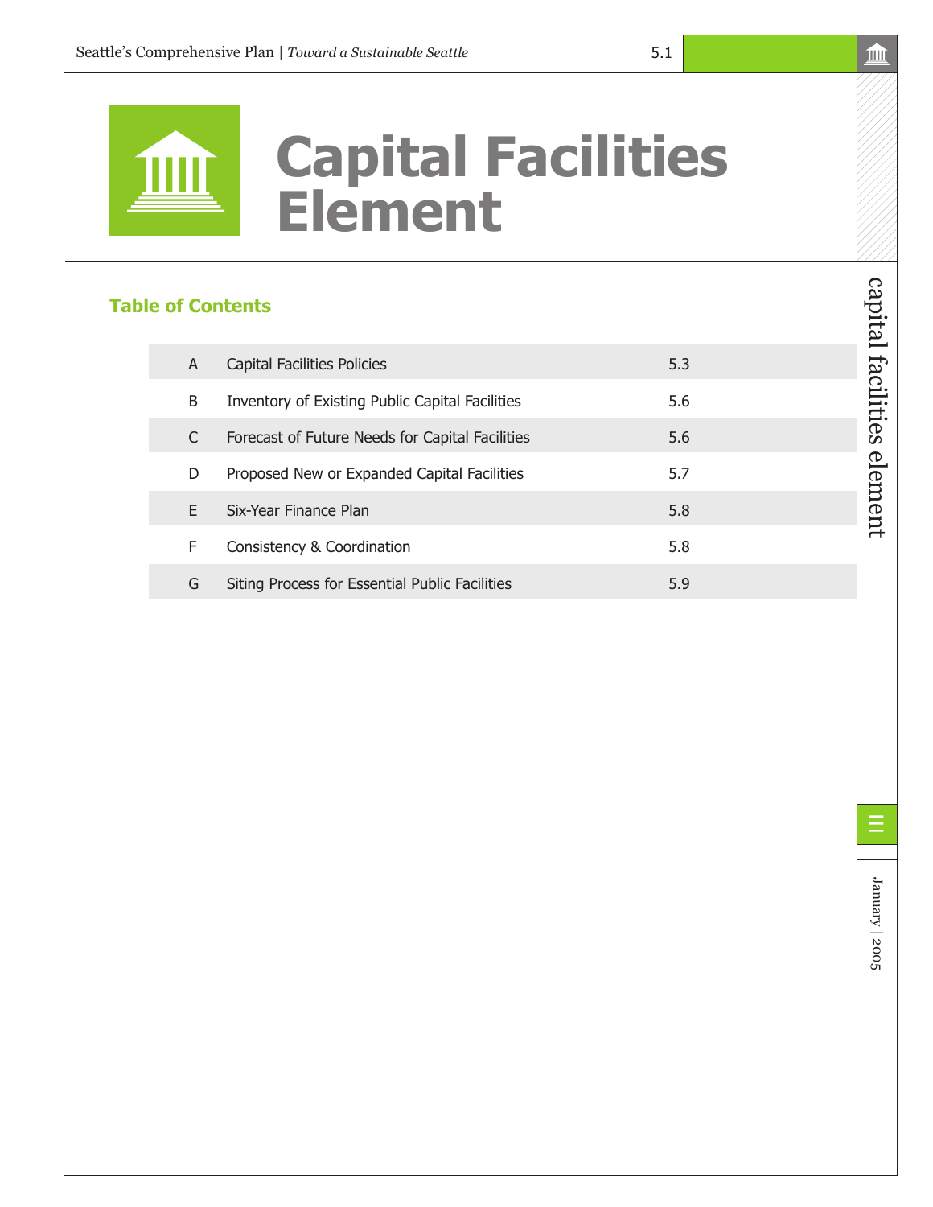# Capital Facilities Element

## Table of Contents

| | | |
|---|---|---|
| A | Capital Facilities Policies | 5.3 |
| B | Inventory of Existing Public Capital Facilities | 5.6 |
| C | Forecast of Future Needs for Capital Facilities | 5.6 |
| D | Proposed New or Expanded Capital Facilities | 5.7 |
| E | Six-Year Finance Plan | 5.8 |
| F | Consistency & Coordination | 5.8 |
| G | Siting Process for Essential Public Facilities | 5.9 |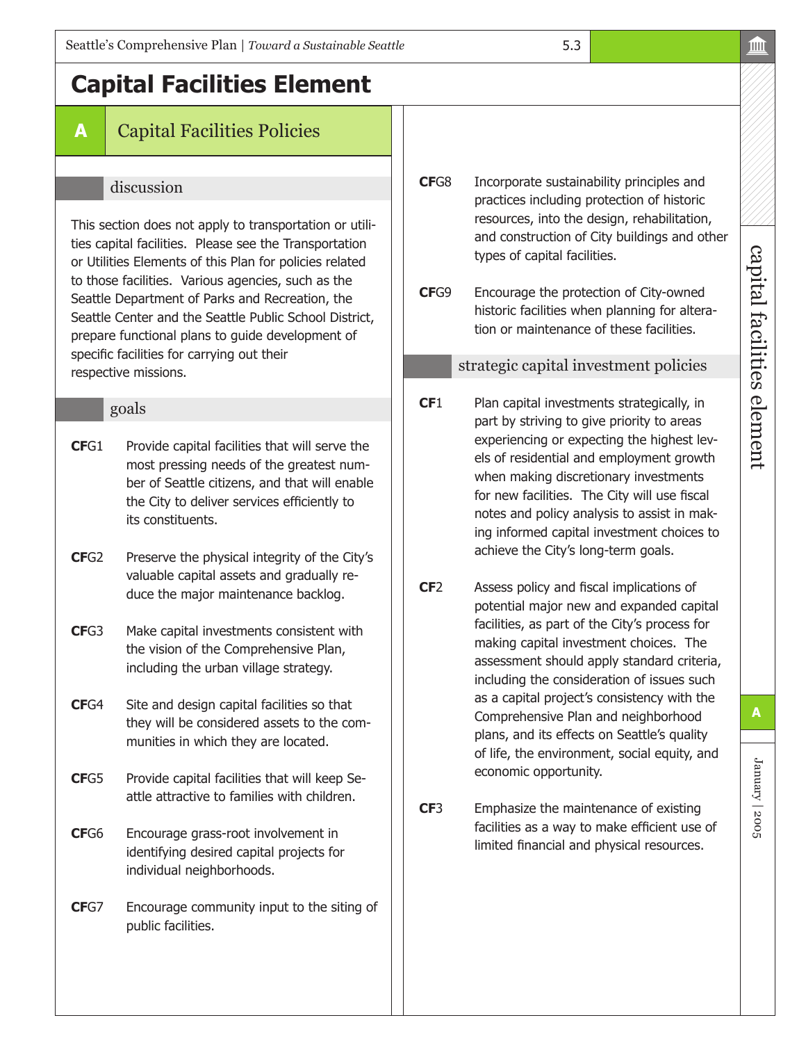# Capital Facilities Element

## A Capital Facilities Policies

### discussion

This section does not apply to transportation or utilities capital facilities. Please see the Transportation or Utilities Elements of this Plan for policies related to those facilities. Various agencies, such as the Seattle Department of Parks and Recreation, the Seattle Center and the Seattle Public School District, prepare functional plans to guide development of specific facilities for carrying out their respective missions.

### goals

**CF**G1 Provide capital facilities that will serve the most pressing needs of the greatest number of Seattle citizens, and that will enable the City to deliver services efficiently to its constituents.

**CF**G2 Preserve the physical integrity of the City's valuable capital assets and gradually reduce the major maintenance backlog.

**CF**G3 Make capital investments consistent with the vision of the Comprehensive Plan, including the urban village strategy.

**CF**G4 Site and design capital facilities so that they will be considered assets to the communities in which they are located.

**CF**G5 Provide capital facilities that will keep Seattle attractive to families with children.

**CF**G6 Encourage grass-root involvement in identifying desired capital projects for individual neighborhoods.

**CF**G7 Encourage community input to the siting of public facilities.

**CF**G8 Incorporate sustainability principles and practices including protection of historic resources, into the design, rehabilitation, and construction of City buildings and other types of capital facilities.

**CF**G9 Encourage the protection of City-owned historic facilities when planning for alteration or maintenance of these facilities.

### strategic capital investment policies

**CF**1 Plan capital investments strategically, in part by striving to give priority to areas experiencing or expecting the highest levels of residential and employment growth when making discretionary investments for new facilities. The City will use fiscal notes and policy analysis to assist in making informed capital investment choices to achieve the City's long-term goals.

**CF**2 Assess policy and fiscal implications of potential major new and expanded capital facilities, as part of the City's process for making capital investment choices. The assessment should apply standard criteria, including the consideration of issues such as a capital project's consistency with the Comprehensive Plan and neighborhood plans, and its effects on Seattle's quality of life, the environment, social equity, and economic opportunity.

**CF**3 Emphasize the maintenance of existing facilities as a way to make efficient use of limited financial and physical resources.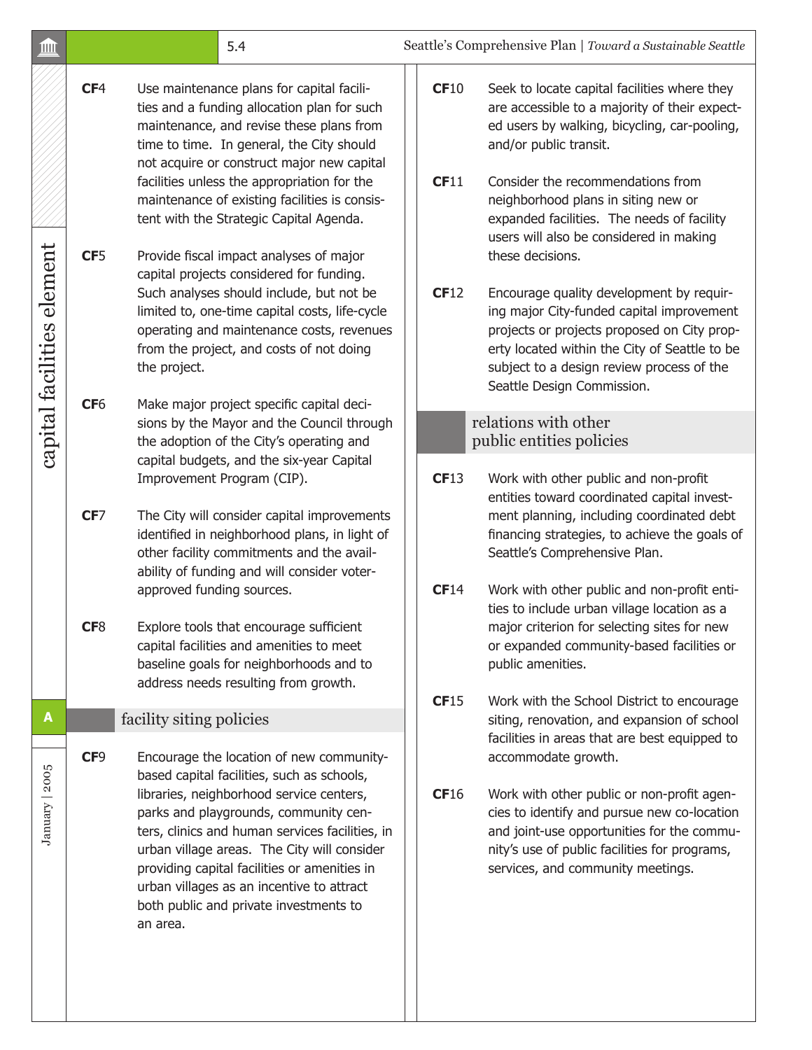**CF**4 Use maintenance plans for capital facilities and a funding allocation plan for such maintenance, and revise these plans from time to time. In general, the City should not acquire or construct major new capital facilities unless the appropriation for the maintenance of existing facilities is consistent with the Strategic Capital Agenda.

**CF**5 Provide fiscal impact analyses of major capital projects considered for funding. Such analyses should include, but not be limited to, one-time capital costs, life-cycle operating and maintenance costs, revenues from the project, and costs of not doing the project.

**CF**6 Make major project specific capital decisions by the Mayor and the Council through the adoption of the City's operating and capital budgets, and the six-year Capital Improvement Program (CIP).

**CF**7 The City will consider capital improvements identified in neighborhood plans, in light of other facility commitments and the availability of funding and will consider voter-approved funding sources.

**CF**8 Explore tools that encourage sufficient capital facilities and amenities to meet baseline goals for neighborhoods and to address needs resulting from growth.

## facility siting policies

**CF**9 Encourage the location of new community-based capital facilities, such as schools, libraries, neighborhood service centers, parks and playgrounds, community centers, clinics and human services facilities, in urban village areas. The City will consider providing capital facilities or amenities in urban villages as an incentive to attract both public and private investments to an area.

**CF**10 Seek to locate capital facilities where they are accessible to a majority of their expected users by walking, bicycling, car-pooling, and/or public transit.

**CF**11 Consider the recommendations from neighborhood plans in siting new or expanded facilities. The needs of facility users will also be considered in making these decisions.

**CF**12 Encourage quality development by requiring major City-funded capital improvement projects or projects proposed on City property located within the City of Seattle to be subject to a design review process of the Seattle Design Commission.

## relations with other public entities policies

**CF**13 Work with other public and non-profit entities toward coordinated capital investment planning, including coordinated debt financing strategies, to achieve the goals of Seattle's Comprehensive Plan.

**CF**14 Work with other public and non-profit entities to include urban village location as a major criterion for selecting sites for new or expanded community-based facilities or public amenities.

**CF**15 Work with the School District to encourage siting, renovation, and expansion of school facilities in areas that are best equipped to accommodate growth.

**CF**16 Work with other public or non-profit agencies to identify and pursue new co-location and joint-use opportunities for the community's use of public facilities for programs, services, and community meetings.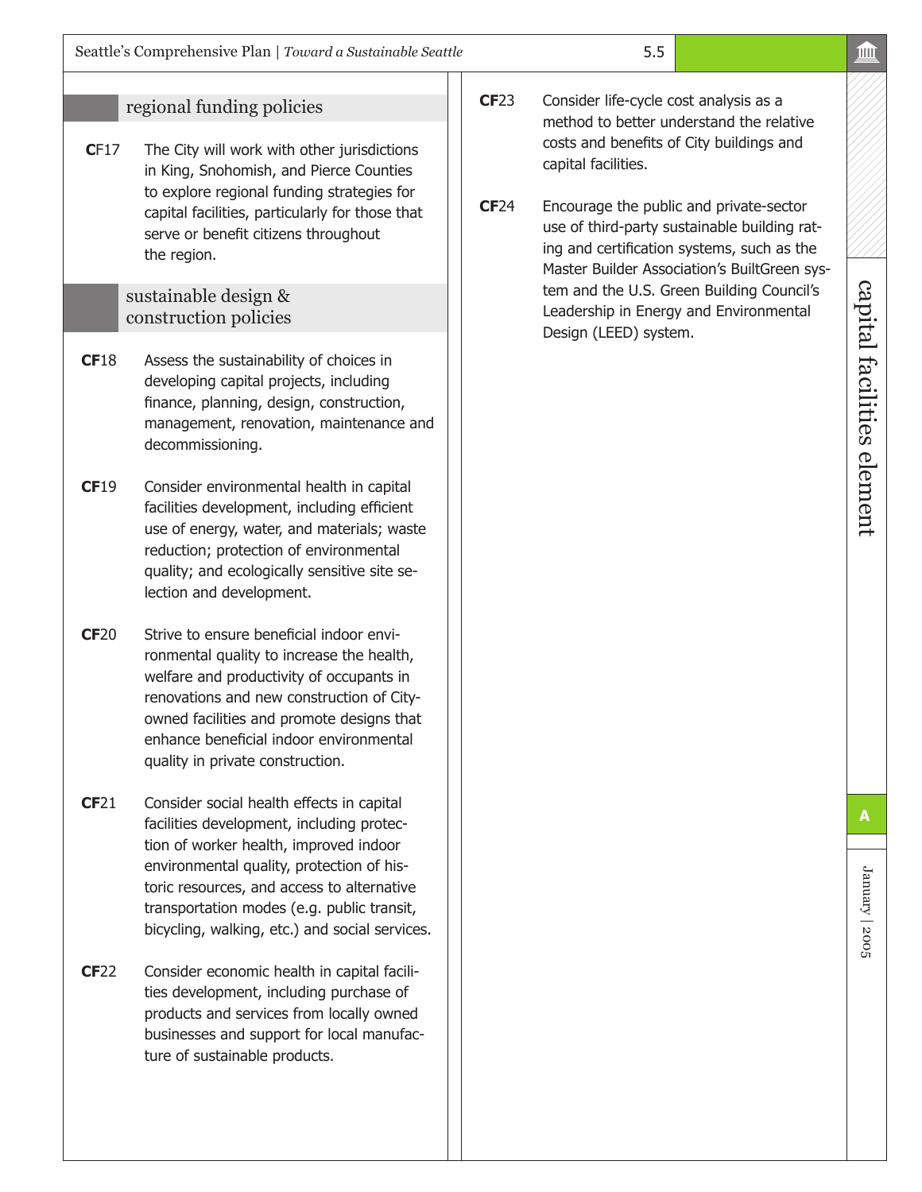## regional funding policies

**C**F17 The City will work with other jurisdictions in King, Snohomish, and Pierce Counties to explore regional funding strategies for capital facilities, particularly for those that serve or benefit citizens throughout the region.

## sustainable design & construction policies

**CF**18 Assess the sustainability of choices in developing capital projects, including finance, planning, design, construction, management, renovation, maintenance and decommissioning.

**CF**19 Consider environmental health in capital facilities development, including efficient use of energy, water, and materials; waste reduction; protection of environmental quality; and ecologically sensitive site selection and development.

**CF**20 Strive to ensure beneficial indoor environmental quality to increase the health, welfare and productivity of occupants in renovations and new construction of City-owned facilities and promote designs that enhance beneficial indoor environmental quality in private construction.

**CF**21 Consider social health effects in capital facilities development, including protection of worker health, improved indoor environmental quality, protection of historic resources, and access to alternative transportation modes (e.g. public transit, bicycling, walking, etc.) and social services.

**CF**22 Consider economic health in capital facilities development, including purchase of products and services from locally owned businesses and support for local manufacture of sustainable products.

**CF**23 Consider life-cycle cost analysis as a method to better understand the relative costs and benefits of City buildings and capital facilities.

**CF**24 Encourage the public and private-sector use of third-party sustainable building rating and certification systems, such as the Master Builder Association's BuiltGreen system and the U.S. Green Building Council's Leadership in Energy and Environmental Design (LEED) system.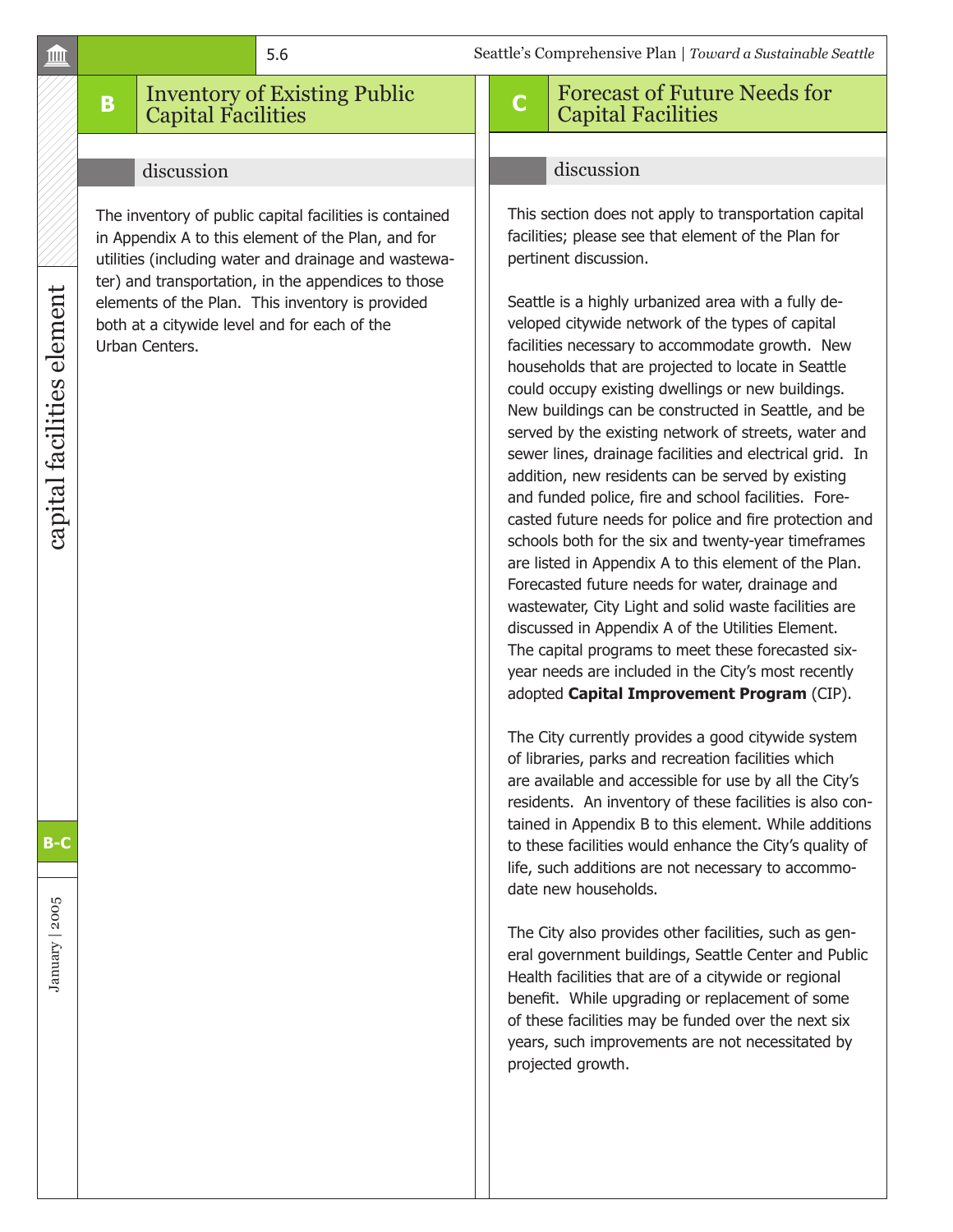## B Inventory of Existing Public Capital Facilities

### discussion

The inventory of public capital facilities is contained in Appendix A to this element of the Plan, and for utilities (including water and drainage and wastewater) and transportation, in the appendices to those elements of the Plan. This inventory is provided both at a citywide level and for each of the Urban Centers.

## C Forecast of Future Needs for Capital Facilities

### discussion

This section does not apply to transportation capital facilities; please see that element of the Plan for pertinent discussion.

Seattle is a highly urbanized area with a fully developed citywide network of the types of capital facilities necessary to accommodate growth. New households that are projected to locate in Seattle could occupy existing dwellings or new buildings. New buildings can be constructed in Seattle, and be served by the existing network of streets, water and sewer lines, drainage facilities and electrical grid. In addition, new residents can be served by existing and funded police, fire and school facilities. Forecasted future needs for police and fire protection and schools both for the six and twenty-year timeframes are listed in Appendix A to this element of the Plan. Forecasted future needs for water, drainage and wastewater, City Light and solid waste facilities are discussed in Appendix A of the Utilities Element. The capital programs to meet these forecasted six-year needs are included in the City's most recently adopted **Capital Improvement Program** (CIP).

The City currently provides a good citywide system of libraries, parks and recreation facilities which are available and accessible for use by all the City's residents. An inventory of these facilities is also contained in Appendix B to this element. While additions to these facilities would enhance the City's quality of life, such additions are not necessary to accommodate new households.

The City also provides other facilities, such as general government buildings, Seattle Center and Public Health facilities that are of a citywide or regional benefit. While upgrading or replacement of some of these facilities may be funded over the next six years, such improvements are not necessitated by projected growth.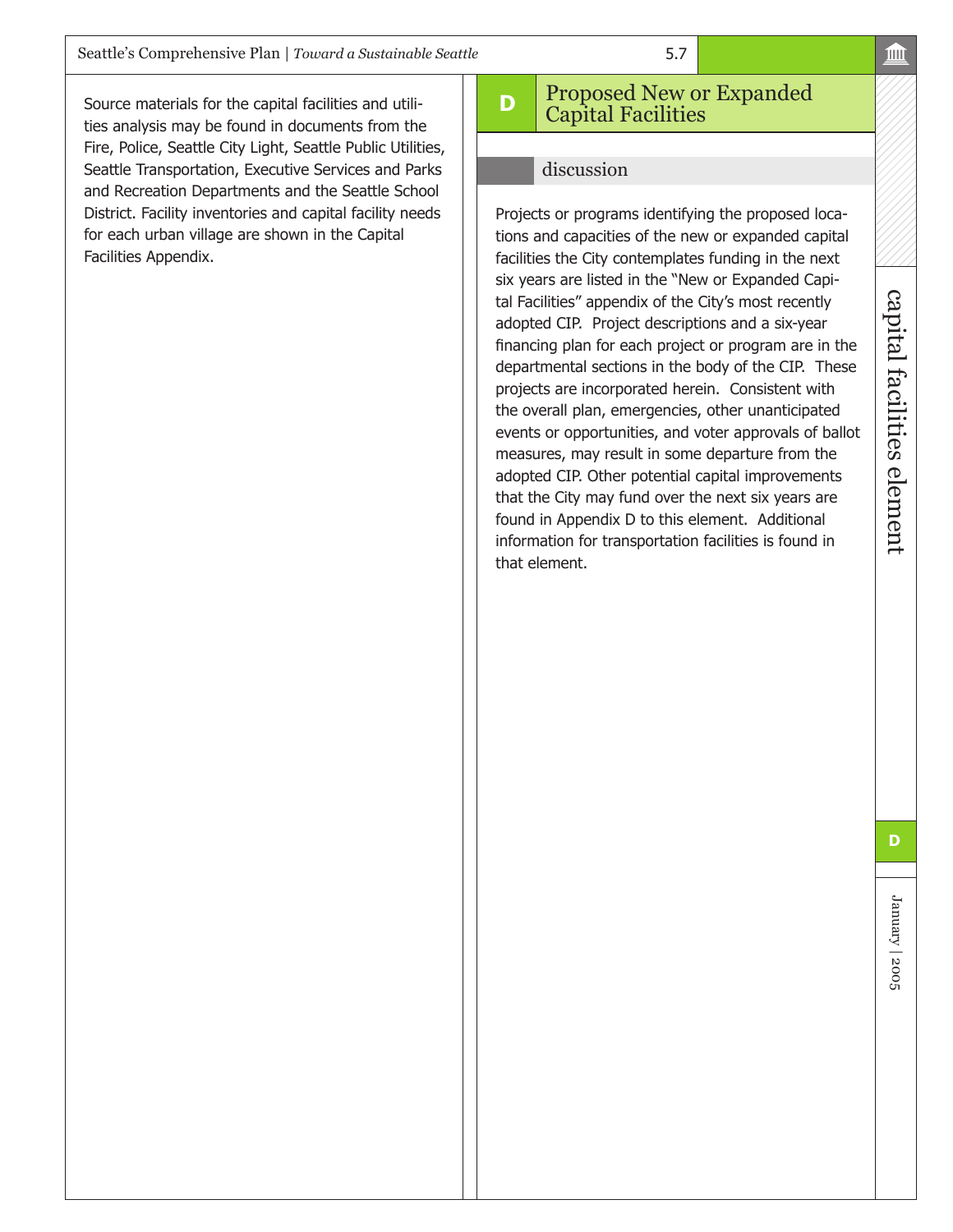Source materials for the capital facilities and utilities analysis may be found in documents from the Fire, Police, Seattle City Light, Seattle Public Utilities, Seattle Transportation, Executive Services and Parks and Recreation Departments and the Seattle School District. Facility inventories and capital facility needs for each urban village are shown in the Capital Facilities Appendix.

# D Proposed New or Expanded Capital Facilities

## discussion

Projects or programs identifying the proposed locations and capacities of the new or expanded capital facilities the City contemplates funding in the next six years are listed in the "New or Expanded Capital Facilities" appendix of the City's most recently adopted CIP. Project descriptions and a six-year financing plan for each project or program are in the departmental sections in the body of the CIP. These projects are incorporated herein. Consistent with the overall plan, emergencies, other unanticipated events or opportunities, and voter approvals of ballot measures, may result in some departure from the adopted CIP. Other potential capital improvements that the City may fund over the next six years are found in Appendix D to this element. Additional information for transportation facilities is found in that element.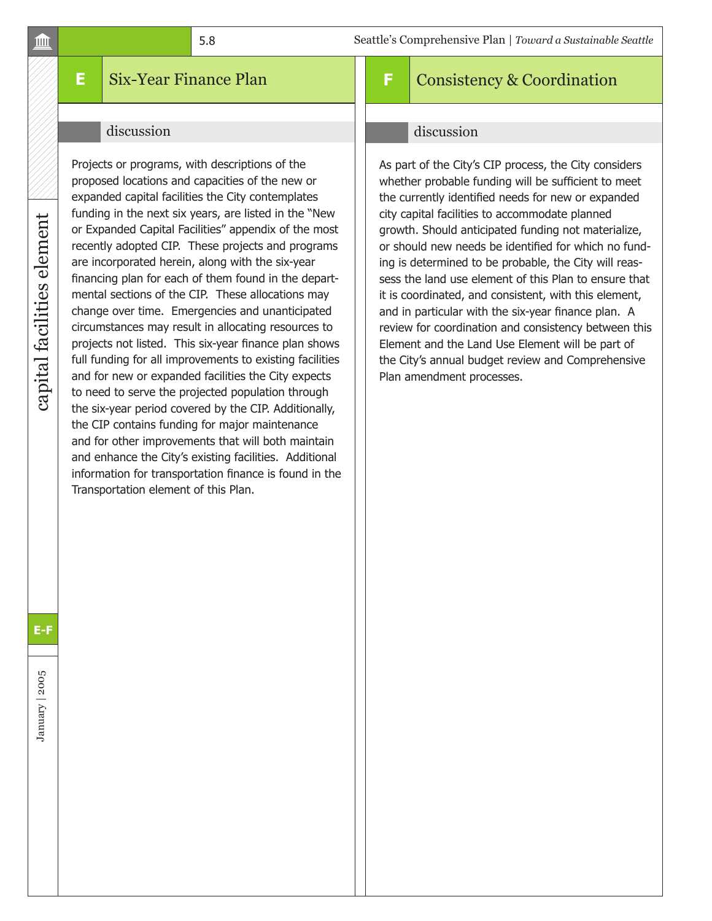## E Six-Year Finance Plan

### discussion

Projects or programs, with descriptions of the proposed locations and capacities of the new or expanded capital facilities the City contemplates funding in the next six years, are listed in the "New or Expanded Capital Facilities" appendix of the most recently adopted CIP. These projects and programs are incorporated herein, along with the six-year financing plan for each of them found in the departmental sections of the CIP. These allocations may change over time. Emergencies and unanticipated circumstances may result in allocating resources to projects not listed. This six-year finance plan shows full funding for all improvements to existing facilities and for new or expanded facilities the City expects to need to serve the projected population through the six-year period covered by the CIP. Additionally, the CIP contains funding for major maintenance and for other improvements that will both maintain and enhance the City's existing facilities. Additional information for transportation finance is found in the Transportation element of this Plan.

## F Consistency & Coordination

### discussion

As part of the City's CIP process, the City considers whether probable funding will be sufficient to meet the currently identified needs for new or expanded city capital facilities to accommodate planned growth. Should anticipated funding not materialize, or should new needs be identified for which no funding is determined to be probable, the City will reassess the land use element of this Plan to ensure that it is coordinated, and consistent, with this element, and in particular with the six-year finance plan. A review for coordination and consistency between this Element and the Land Use Element will be part of the City's annual budget review and Comprehensive Plan amendment processes.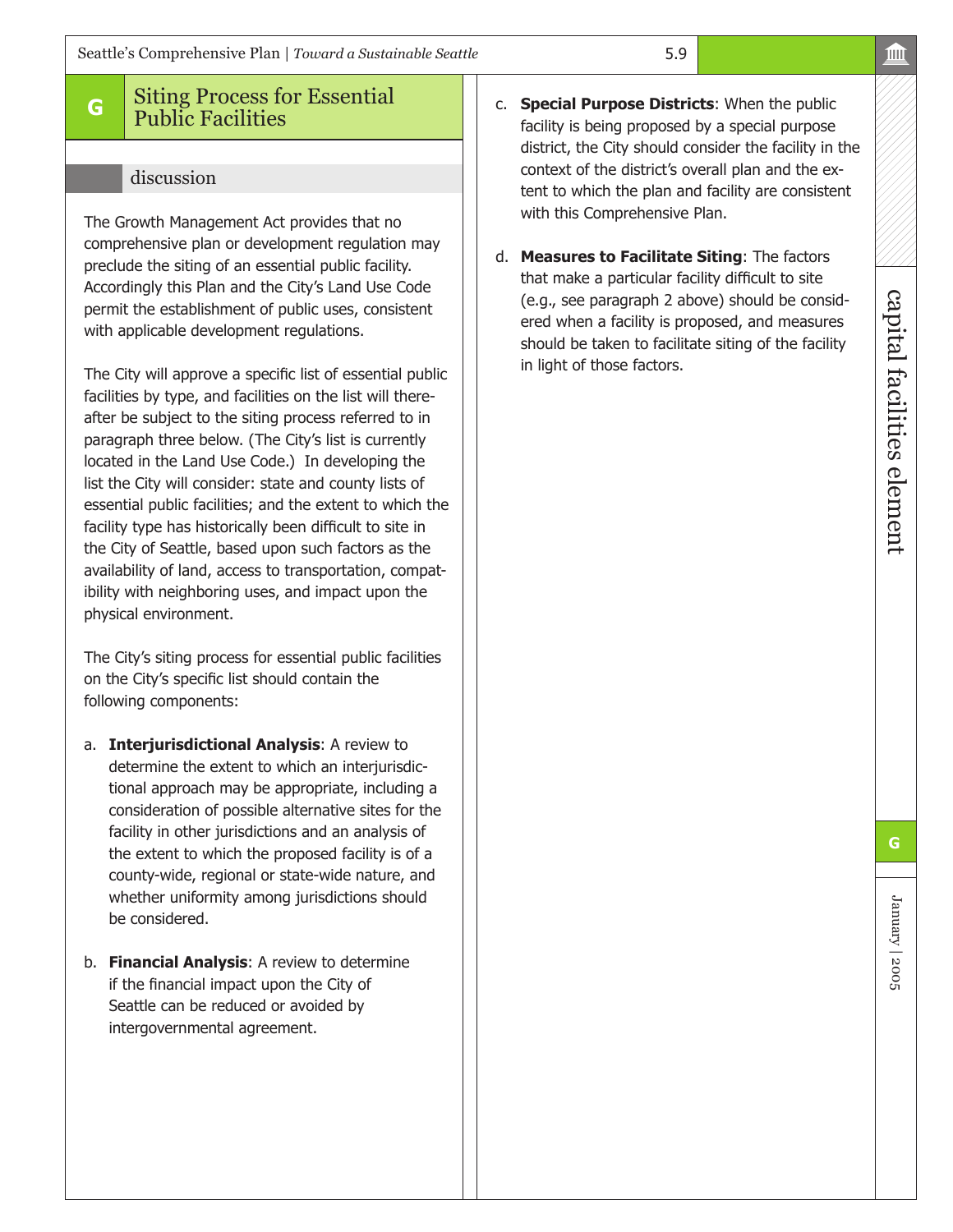## G Siting Process for Essential Public Facilities

### discussion

The Growth Management Act provides that no comprehensive plan or development regulation may preclude the siting of an essential public facility. Accordingly this Plan and the City's Land Use Code permit the establishment of public uses, consistent with applicable development regulations.

The City will approve a specific list of essential public facilities by type, and facilities on the list will thereafter be subject to the siting process referred to in paragraph three below. (The City's list is currently located in the Land Use Code.) In developing the list the City will consider: state and county lists of essential public facilities; and the extent to which the facility type has historically been difficult to site in the City of Seattle, based upon such factors as the availability of land, access to transportation, compatibility with neighboring uses, and impact upon the physical environment.

The City's siting process for essential public facilities on the City's specific list should contain the following components:

a. **Interjurisdictional Analysis**: A review to determine the extent to which an interjurisdictional approach may be appropriate, including a consideration of possible alternative sites for the facility in other jurisdictions and an analysis of the extent to which the proposed facility is of a county-wide, regional or state-wide nature, and whether uniformity among jurisdictions should be considered.

b. **Financial Analysis**: A review to determine if the financial impact upon the City of Seattle can be reduced or avoided by intergovernmental agreement.

c. **Special Purpose Districts**: When the public facility is being proposed by a special purpose district, the City should consider the facility in the context of the district's overall plan and the extent to which the plan and facility are consistent with this Comprehensive Plan.

d. **Measures to Facilitate Siting**: The factors that make a particular facility difficult to site (e.g., see paragraph 2 above) should be considered when a facility is proposed, and measures should be taken to facilitate siting of the facility in light of those factors.